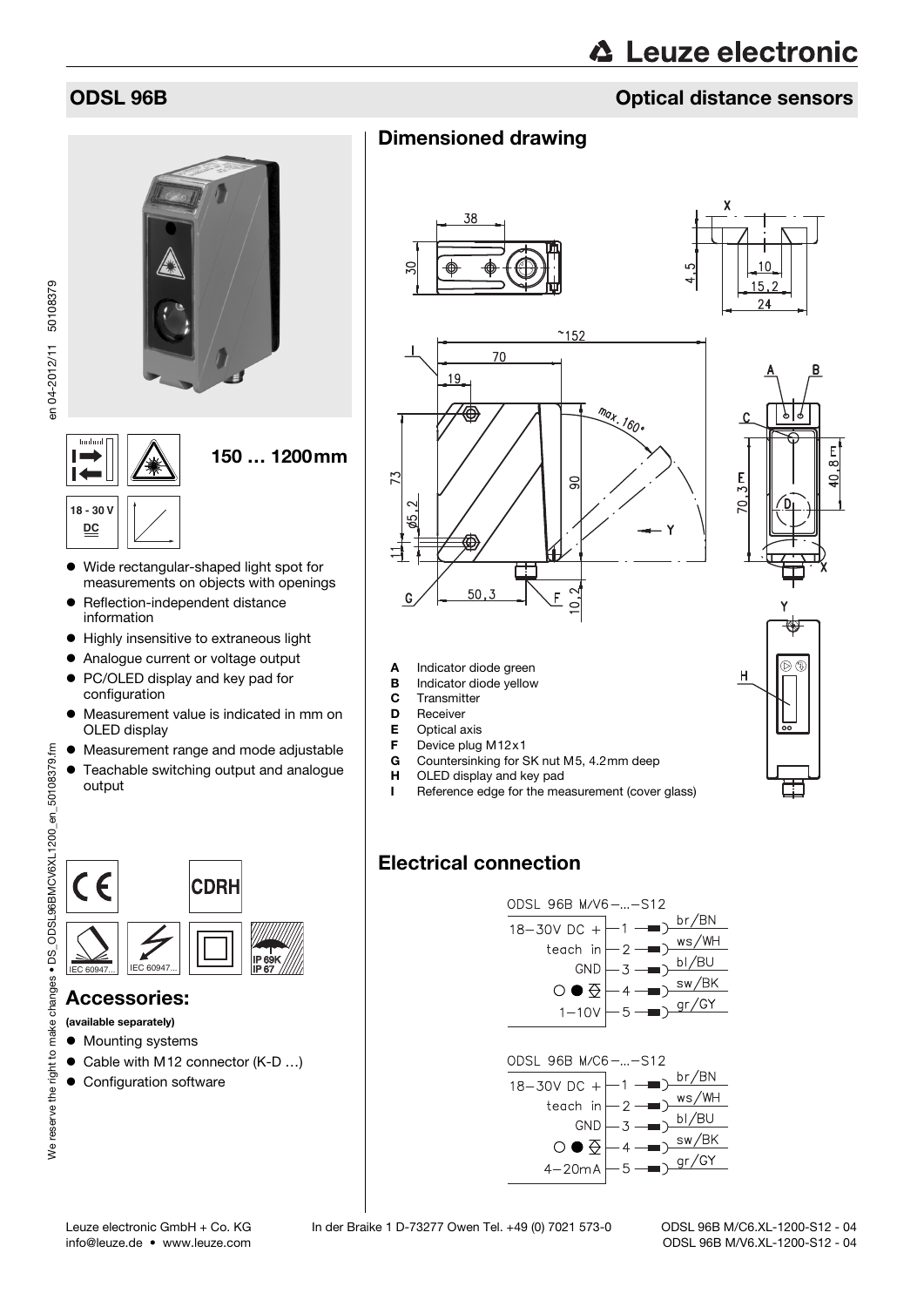# ODSL 96B

## Optical distance sensors

150 … 1200mm

18 - 30 V DC

- Wide rectangular-shaped light spot for measurements on objects with openings
- Reflection-independent distance information
- Highly insensitive to extraneous light
- Analogue current or voltage output
- PC/OLED display and key pad for configuration
- Measurement value is indicated in mm on OLED display
- Measurement range and mode adjustable
- Teachable switching output and analogue output

IP 69K IP 67

## Accessories:

**(available separately)**

- Mounting systems
- Cable with M12 connector (K-D …)
- Configuration software

## Dimensioned drawing

- **A** Indicator diode green
- **B** Indicator diode yellow
- **C** Transmitter
- **D** Receiver
- **E** Optical axis
- **F** Device plug M12x1
- **G** Countersinking for SK nut M5, 4.2mm deep
- **H** OLED display and key pad
- **I** Reference edge for the measurement (cover glass)

## Electrical connection

ODSL 96B M/V6-…-S12

| Function | Pin | Colour |
|---|---|---|
| 18–30V DC + | 1 | br/BN |
| teach in | 2 | ws/WH |
| GND | 3 | bl/BU |
| switching output | 4 | sw/BK |
| 1–10V | 5 | gr/GY |

ODSL 96B M/C6-…-S12

| Function | Pin | Colour |
|---|---|---|
| 18–30V DC + | 1 | br/BN |
| teach in | 2 | ws/WH |
| GND | 3 | bl/BU |
| switching output | 4 | sw/BK |
| 4–20mA | 5 | gr/GY |

ODSL 96B M/C6.XL-1200-S12 - 04
ODSL 96B M/V6.XL-1200-S12 - 04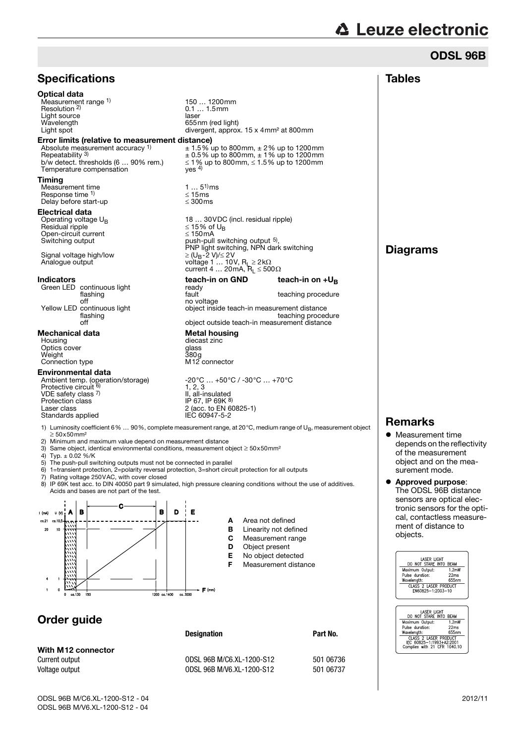# ODSL 96B

## Specifications

### Optical data

| | |
|---|---|
| Measurement range [1] | 150 … 1200mm |
| Resolution [2] | 0.1 … 1.5mm |
| Light source | laser |
| Wavelength | 655nm (red light) |
| Light spot | divergent, approx. 15 x 4mm² at 800mm |

### Error limits (relative to measurement distance)

| | |
|---|---|
| Absolute measurement accuracy [1] | ± 1.5% up to 800mm, ± 2% up to 1200mm |
| Repeatability [3] | ± 0.5% up to 800mm, ± 1% up to 1200mm |
| b/w detect. thresholds (6 … 90% rem.) | ≤ 1% up to 800mm, ≤ 1.5% up to 1200mm |
| Temperature compensation | yes [4] |

### Timing

| | |
|---|---|
| Measurement time | 1 … 5[1]ms |
| Response time [1] | ≤ 15ms |
| Delay before start-up | ≤ 300ms |

### Electrical data

| | |
|---|---|
| Operating voltage $U_B$ | 18 … 30VDC (incl. residual ripple) |
| Residual ripple | ≤ 15% of $U_B$ |
| Open-circuit current | ≤ 150mA |
| Switching output | push-pull switching output [5], PNP light switching, NPN dark switching |
| Signal voltage high/low | ≥ ($U_B$-2 V)/≤ 2V |
| Analogue output | voltage 1 … 10V, $R_L$ ≥ 2kΩ<br>current 4 … 20mA, $R_L$ ≤ 500Ω |

### Indicators

| | | teach-in on GND | teach-in on $+U_B$ |
|---|---|---|---|
| Green LED | continuous light | ready | |
| | flashing | fault | teaching procedure |
| | off | no voltage | |
| Yellow LED | continuous light | object inside teach-in measurement distance | |
| | flashing | | teaching procedure |
| | off | object outside teach-in measurement distance | |

### Mechanical data

| | Metal housing |
|---|---|
| Housing | diecast zinc |
| Optics cover | glass |
| Weight | 380g |
| Connection type | M12 connector |

### Environmental data

| | |
|---|---|
| Ambient temp. (operation/storage) | -20°C … +50°C / -30°C … +70°C |
| Protective circuit [6] | 1, 2, 3 |
| VDE safety class [7] | II, all-insulated |
| Protection class | IP 67, IP 69K [8] |
| Laser class | 2 (acc. to EN 60825-1) |
| Standards applied | IEC 60947-5-2 |

1) Luminosity coefficient 6% … 90%, complete measurement range, at 20°C, medium range of $U_B$, measurement object ≥ 50x50mm²
2) Minimum and maximum value depend on measurement distance
3) Same object, identical environmental conditions, measurement object ≥ 50x50mm²
4) Typ. ± 0.02 %/K
5) The push-pull switching outputs must not be connected in parallel
6) 1=transient protection, 2=polarity reversal protection, 3=short circuit protection for all outputs
7) Rating voltage 250VAC, with cover closed
8) IP 69K test acc. to DIN 40050 part 9 simulated, high pressure cleaning conditions without the use of additives. Acids and bases are not part of the test.

I (mA) U (V) A B C B D E
ca.21 ca.10.5
20 10
4 1
1 0
0 ca.130 150 1200 ca.1400 ca. 3000 F (mm)

**A** Area not defined
**B** Linearity not defined
**C** Measurement range
**D** Object present
**E** No object detected
**F** Measurement distance

## Order guide

| | Designation | Part No. |
|---|---|---|
| **With M12 connector** | | |
| Current output | ODSL 96B M/C6.XL-1200-S12 | 501 06736 |
| Voltage output | ODSL 96B M/V6.XL-1200-S12 | 501 06737 |

## Tables

## Diagrams

## Remarks

- Measurement time depends on the reflectivity of the measurement object and on the measurement mode.
- **Approved purpose**: The ODSL 96B distance sensors are optical electronic sensors for the optical, contactless measurement of distance to objects.

LASER LIGHT
DO NOT STARE INTO BEAM
Maximum Output: 1.2mW
Pulse duration: 22ms
Wavelength: 655nm
CLASS 2 LASER PRODUCT
EN60825-1:2003-10

LASER LIGHT
DO NOT STARE INTO BEAM
Maximum Output: 1.2mW
Pulse duration: 22ms
Wavelength: 655nm
CLASS 2 LASER PRODUCT
IEC 60825-1:1993+A2:2001
Complies with 21 CFR 1040.10

ODSL 96B M/C6.XL-1200-S12 - 04
ODSL 96B M/V6.XL-1200-S12 - 04